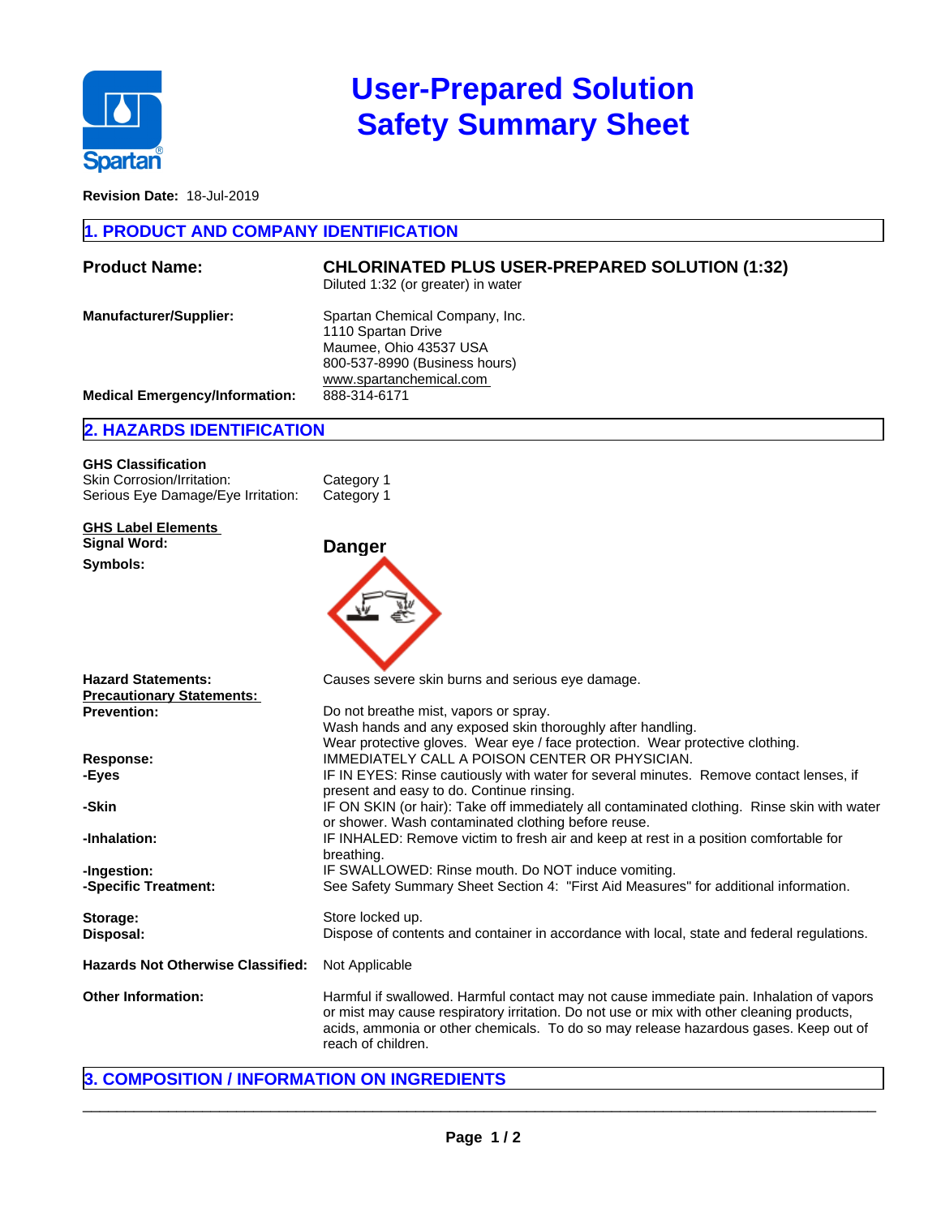# User-Prepared Solution Safety Summary Sheet

**Revision Date:** 18-Jul-2019

## 1. PRODUCT AND COMPANY IDENTIFICATION

**Product Name:** **CHLORINATED PLUS USER-PREPARED SOLUTION (1:32)**
Diluted 1:32 (or greater) in water

**Manufacturer/Supplier:**
Spartan Chemical Company, Inc.
1110 Spartan Drive
Maumee, Ohio 43537 USA
800-537-8990 (Business hours)
www.spartanchemical.com

**Medical Emergency/Information:** 888-314-6171

## 2. HAZARDS IDENTIFICATION

**GHS Classification**

| | |
|---|---|
| Skin Corrosion/Irritation: | Category 1 |
| Serious Eye Damage/Eye Irritation: | Category 1 |

**GHS Label Elements**

**Signal Word:** **Danger**

**Symbols:**

**Hazard Statements:** Causes severe skin burns and serious eye damage.

**Precautionary Statements:**

**Prevention:**
Do not breathe mist, vapors or spray.
Wash hands and any exposed skin thoroughly after handling.
Wear protective gloves. Wear eye / face protection. Wear protective clothing.

**Response:** IMMEDIATELY CALL A POISON CENTER OR PHYSICIAN.

**-Eyes** IF IN EYES: Rinse cautiously with water for several minutes. Remove contact lenses, if present and easy to do. Continue rinsing.

**-Skin** IF ON SKIN (or hair): Take off immediately all contaminated clothing. Rinse skin with water or shower. Wash contaminated clothing before reuse.

**-Inhalation:** IF INHALED: Remove victim to fresh air and keep at rest in a position comfortable for breathing.

**-Ingestion:** IF SWALLOWED: Rinse mouth. Do NOT induce vomiting.

**-Specific Treatment:** See Safety Summary Sheet Section 4: "First Aid Measures" for additional information.

**Storage:** Store locked up.

**Disposal:** Dispose of contents and container in accordance with local, state and federal regulations.

**Hazards Not Otherwise Classified:** Not Applicable

**Other Information:** Harmful if swallowed. Harmful contact may not cause immediate pain. Inhalation of vapors or mist may cause respiratory irritation. Do not use or mix with other cleaning products, acids, ammonia or other chemicals. To do so may release hazardous gases. Keep out of reach of children.

## 3. COMPOSITION / INFORMATION ON INGREDIENTS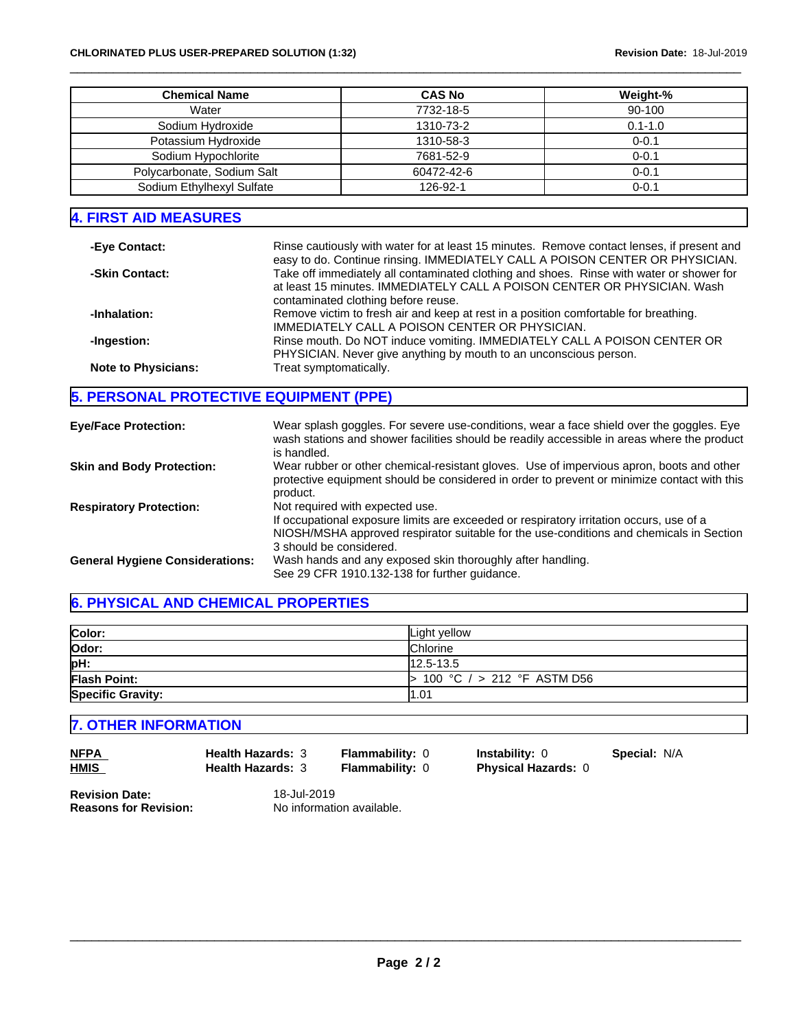| Chemical Name | CAS No | Weight-% |
|---|---|---|
| Water | 7732-18-5 | 90-100 |
| Sodium Hydroxide | 1310-73-2 | 0.1-1.0 |
| Potassium Hydroxide | 1310-58-3 | 0-0.1 |
| Sodium Hypochlorite | 7681-52-9 | 0-0.1 |
| Polycarbonate, Sodium Salt | 60472-42-6 | 0-0.1 |
| Sodium Ethylhexyl Sulfate | 126-92-1 | 0-0.1 |

## 4. FIRST AID MEASURES

**-Eye Contact:** Rinse cautiously with water for at least 15 minutes. Remove contact lenses, if present and easy to do. Continue rinsing. IMMEDIATELY CALL A POISON CENTER OR PHYSICIAN.

**-Skin Contact:** Take off immediately all contaminated clothing and shoes. Rinse with water or shower for at least 15 minutes. IMMEDIATELY CALL A POISON CENTER OR PHYSICIAN. Wash contaminated clothing before reuse.

**-Inhalation:** Remove victim to fresh air and keep at rest in a position comfortable for breathing. IMMEDIATELY CALL A POISON CENTER OR PHYSICIAN.

**-Ingestion:** Rinse mouth. Do NOT induce vomiting. IMMEDIATELY CALL A POISON CENTER OR PHYSICIAN. Never give anything by mouth to an unconscious person.

**Note to Physicians:** Treat symptomatically.

## 5. PERSONAL PROTECTIVE EQUIPMENT (PPE)

**Eye/Face Protection:** Wear splash goggles. For severe use-conditions, wear a face shield over the goggles. Eye wash stations and shower facilities should be readily accessible in areas where the product is handled.

**Skin and Body Protection:** Wear rubber or other chemical-resistant gloves. Use of impervious apron, boots and other protective equipment should be considered in order to prevent or minimize contact with this product.

**Respiratory Protection:** Not required with expected use.
If occupational exposure limits are exceeded or respiratory irritation occurs, use of a NIOSH/MSHA approved respirator suitable for the use-conditions and chemicals in Section 3 should be considered.

**General Hygiene Considerations:** Wash hands and any exposed skin thoroughly after handling.
See 29 CFR 1910.132-138 for further guidance.

## 6. PHYSICAL AND CHEMICAL PROPERTIES

| | |
|---|---|
| **Color:** | Light yellow |
| **Odor:** | Chlorine |
| **pH:** | 12.5-13.5 |
| **Flash Point:** | > 100 °C / > 212 °F ASTM D56 |
| **Specific Gravity:** | 1.01 |

## 7. OTHER INFORMATION

| | | | | |
|---|---|---|---|---|
| **NFPA** | **Health Hazards:** 3 | **Flammability:** 0 | **Instability:** 0 | **Special:** N/A |
| **HMIS** | **Health Hazards:** 3 | **Flammability:** 0 | **Physical Hazards:** 0 | |

**Revision Date:** 18-Jul-2019
**Reasons for Revision:** No information available.